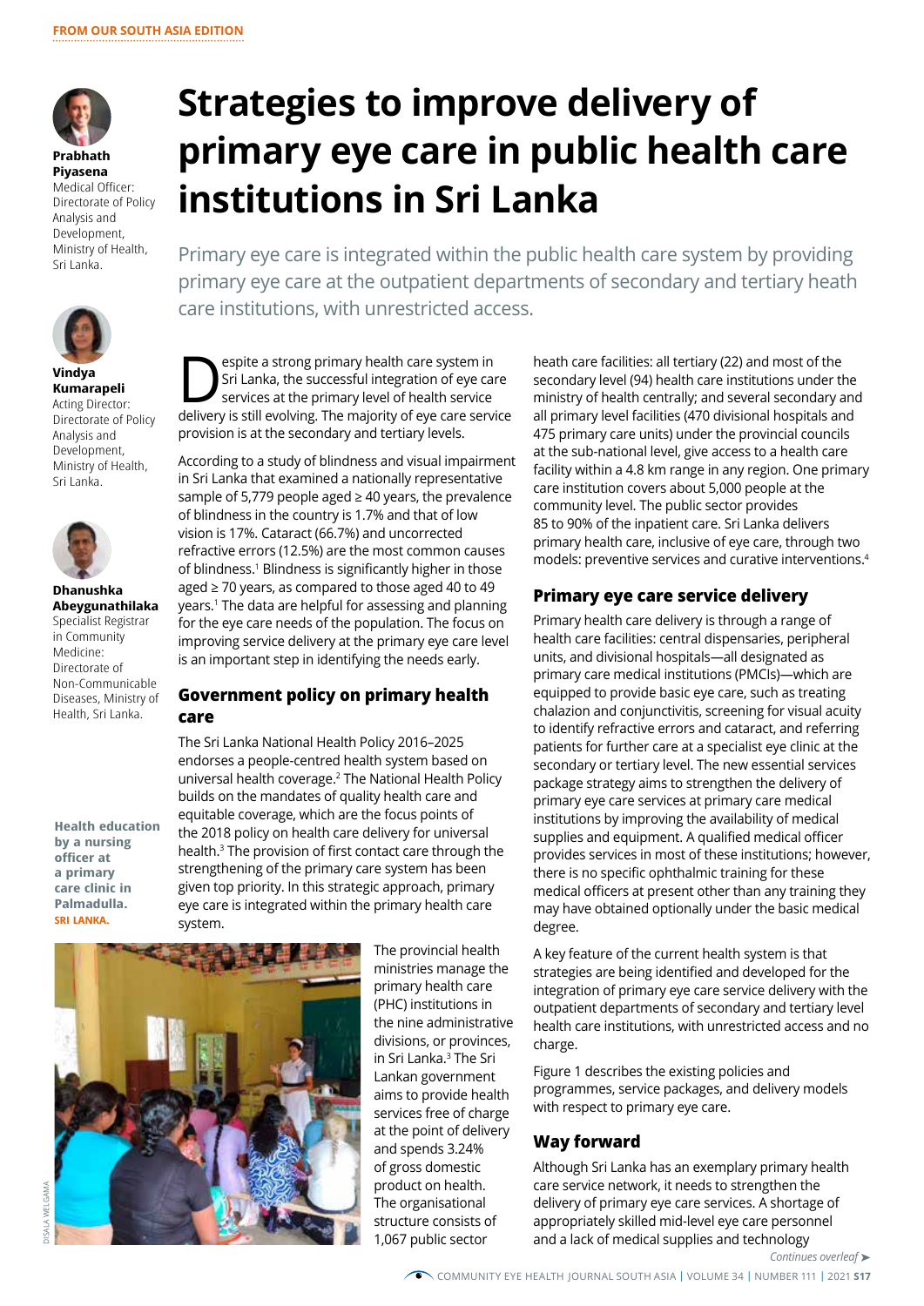FROM OUR SOUTH ASIA EDITION

# Strategies to improve delivery of primary eye care in public health care institutions in Sri Lanka

**Prabhath Piyasena**
Medical Officer: Directorate of Policy Analysis and Development, Ministry of Health, Sri Lanka.

**Vindya Kumarapeli**
Acting Director: Directorate of Policy Analysis and Development, Ministry of Health, Sri Lanka.

**Dhanushka Abeygunathilaka**
Specialist Registrar in Community Medicine: Directorate of Non-Communicable Diseases, Ministry of Health, Sri Lanka.

Primary eye care is integrated within the public health care system by providing primary eye care at the outpatient departments of secondary and tertiary heath care institutions, with unrestricted access.

Despite a strong primary health care system in Sri Lanka, the successful integration of eye care services at the primary level of health service delivery is still evolving. The majority of eye care service provision is at the secondary and tertiary levels.

According to a study of blindness and visual impairment in Sri Lanka that examined a nationally representative sample of 5,779 people aged ≥ 40 years, the prevalence of blindness in the country is 1.7% and that of low vision is 17%. Cataract (66.7%) and uncorrected refractive errors (12.5%) are the most common causes of blindness.[1] Blindness is significantly higher in those aged ≥ 70 years, as compared to those aged 40 to 49 years.[1] The data are helpful for assessing and planning for the eye care needs of the population. The focus on improving service delivery at the primary eye care level is an important step in identifying the needs early.

## Government policy on primary health care

The Sri Lanka National Health Policy 2016–2025 endorses a people-centred health system based on universal health coverage.[2] The National Health Policy builds on the mandates of quality health care and equitable coverage, which are the focus points of the 2018 policy on health care delivery for universal health.[3] The provision of first contact care through the strengthening of the primary care system has been given top priority. In this strategic approach, primary eye care is integrated within the primary health care system.

Health education by a nursing officer at a primary care clinic in Palmadulla. SRI LANKA.

The provincial health ministries manage the primary health care (PHC) institutions in the nine administrative divisions, or provinces, in Sri Lanka.[3] The Sri Lankan government aims to provide health services free of charge at the point of delivery and spends 3.24% of gross domestic product on health. The organisational structure consists of 1,067 public sector heath care facilities: all tertiary (22) and most of the secondary level (94) health care institutions under the ministry of health centrally; and several secondary and all primary level facilities (470 divisional hospitals and 475 primary care units) under the provincial councils at the sub-national level, give access to a health care facility within a 4.8 km range in any region. One primary care institution covers about 5,000 people at the community level. The public sector provides 85 to 90% of the inpatient care. Sri Lanka delivers primary health care, inclusive of eye care, through two models: preventive services and curative interventions.[4]

## Primary eye care service delivery

Primary health care delivery is through a range of health care facilities: central dispensaries, peripheral units, and divisional hospitals—all designated as primary care medical institutions (PMCIs)—which are equipped to provide basic eye care, such as treating chalazion and conjunctivitis, screening for visual acuity to identify refractive errors and cataract, and referring patients for further care at a specialist eye clinic at the secondary or tertiary level. The new essential services package strategy aims to strengthen the delivery of primary eye care services at primary care medical institutions by improving the availability of medical supplies and equipment. A qualified medical officer provides services in most of these institutions; however, there is no specific ophthalmic training for these medical officers at present other than any training they may have obtained optionally under the basic medical degree.

A key feature of the current health system is that strategies are being identified and developed for the integration of primary eye care service delivery with the outpatient departments of secondary and tertiary level health care institutions, with unrestricted access and no charge.

Figure 1 describes the existing policies and programmes, service packages, and delivery models with respect to primary eye care.

## Way forward

Although Sri Lanka has an exemplary primary health care service network, it needs to strengthen the delivery of primary eye care services. A shortage of appropriately skilled mid-level eye care personnel and a lack of medical supplies and technology

*Continues overleaf ➤*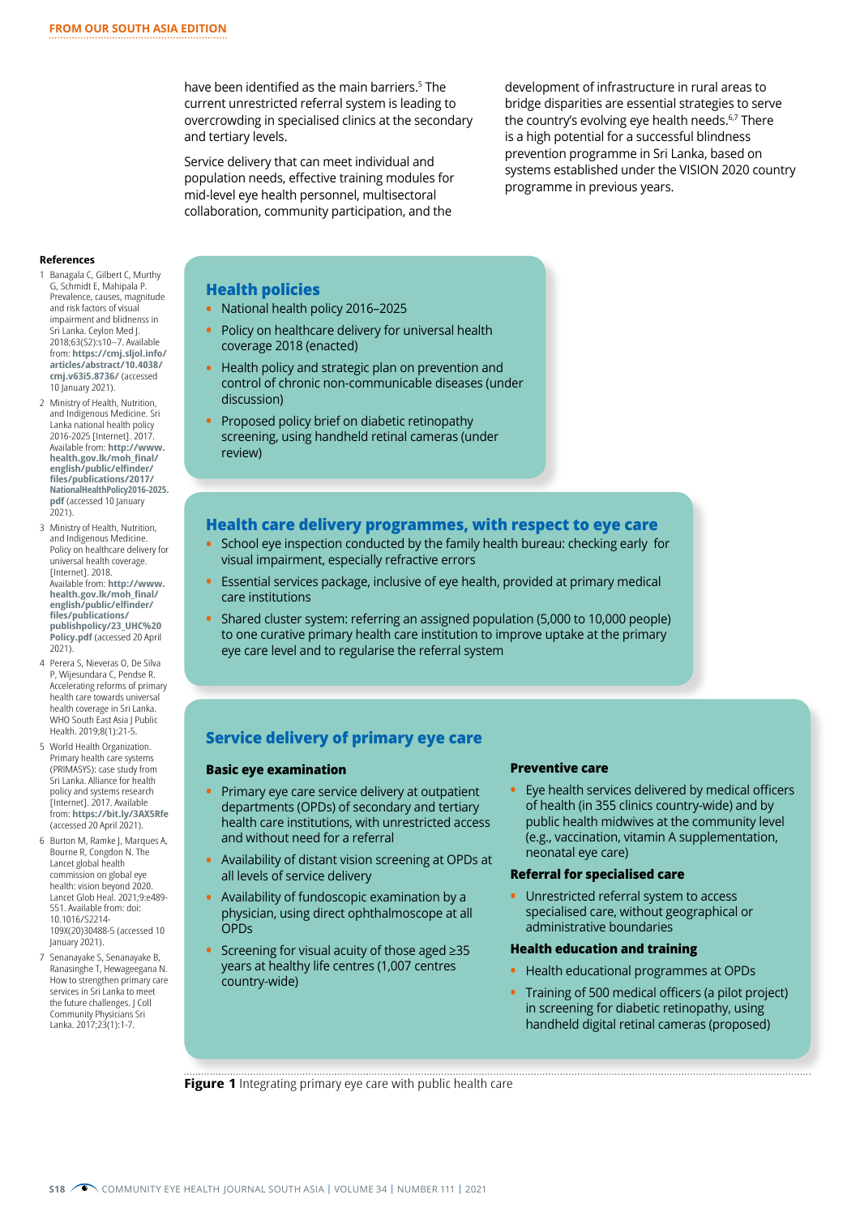have been identified as the main barriers.[5] The current unrestricted referral system is leading to overcrowding in specialised clinics at the secondary and tertiary levels.

Service delivery that can meet individual and population needs, effective training modules for mid-level eye health personnel, multisectoral collaboration, community participation, and the development of infrastructure in rural areas to bridge disparities are essential strategies to serve the country's evolving eye health needs.[6,7] There is a high potential for a successful blindness prevention programme in Sri Lanka, based on systems established under the VISION 2020 country programme in previous years.

### Health policies

- National health policy 2016–2025
- Policy on healthcare delivery for universal health coverage 2018 (enacted)
- Health policy and strategic plan on prevention and control of chronic non-communicable diseases (under discussion)
- Proposed policy brief on diabetic retinopathy screening, using handheld retinal cameras (under review)

### Health care delivery programmes, with respect to eye care

- School eye inspection conducted by the family health bureau: checking early for visual impairment, especially refractive errors
- Essential services package, inclusive of eye health, provided at primary medical care institutions
- Shared cluster system: referring an assigned population (5,000 to 10,000 people) to one curative primary health care institution to improve uptake at the primary eye care level and to regularise the referral system

### Service delivery of primary eye care

**Basic eye examination**

- Primary eye care service delivery at outpatient departments (OPDs) of secondary and tertiary health care institutions, with unrestricted access and without need for a referral
- Availability of distant vision screening at OPDs at all levels of service delivery
- Availability of fundoscopic examination by a physician, using direct ophthalmoscope at all OPDs
- Screening for visual acuity of those aged ≥35 years at healthy life centres (1,007 centres country-wide)

**Preventive care**

- Eye health services delivered by medical officers of health (in 355 clinics country-wide) and by public health midwives at the community level (e.g., vaccination, vitamin A supplementation, neonatal eye care)

**Referral for specialised care**

- Unrestricted referral system to access specialised care, without geographical or administrative boundaries

**Health education and training**

- Health educational programmes at OPDs
- Training of 500 medical officers (a pilot project) in screening for diabetic retinopathy, using handheld digital retinal cameras (proposed)

**Figure 1** Integrating primary eye care with public health care

### References

1. Banagala C, Gilbert C, Murthy G, Schmidt E, Mahipala P. Prevalence, causes, magnitude and risk factors of visual impairment and blindness in Sri Lanka. Ceylon Med J. 2018;63(S2):s10–7. Available from: **https://cmj.sljol.info/articles/abstract/10.4038/cmj.v63i5.8736/** (accessed 10 January 2021).
2. Ministry of Health, Nutrition, and Indigenous Medicine. Sri Lanka national health policy 2016-2025 [Internet]. 2017. Available from: **http://www.health.gov.lk/moh_final/english/public/elfinder/files/publications/2017/NationalHealthPolicy2016-2025.pdf** (accessed 10 January 2021).
3. Ministry of Health, Nutrition, and Indigenous Medicine. Policy on healthcare delivery for universal health coverage. [Internet]. 2018. Available from: **http://www.health.gov.lk/moh_final/english/public/elfinder/files/publishpolicy/23_UHC%20Policy.pdf** (accessed 20 April 2021).
4. Perera S, Nieveras O, De Silva P, Wijesundara C, Pendse R. Accelerating reforms of primary health care towards universal health coverage in Sri Lanka. WHO South East Asia J Public Health. 2019;8(1):21-5.
5. World Health Organization. Primary health care systems (PRIMASYS): case study from Sri Lanka. Alliance for health policy and systems research [Internet]. 2017. Available from: **https://bit.ly/3AX5Rfe** (accessed 20 April 2021).
6. Burton M, Ramke J, Marques A, Bourne R, Congdon N. The Lancet global health commission on global eye health: vision beyond 2020. Lancet Glob Heal. 2021;9:e489-551. Available from: doi: 10.1016/S2214-109X(20)30488-5 (accessed 10 January 2021).
7. Senanayake S, Senanayake B, Ranasinghe T, Hewageegana N. How to strengthen primary care services in Sri Lanka to meet the future challenges. J Coll Community Physicians Sri Lanka. 2017;23(1):1-7.